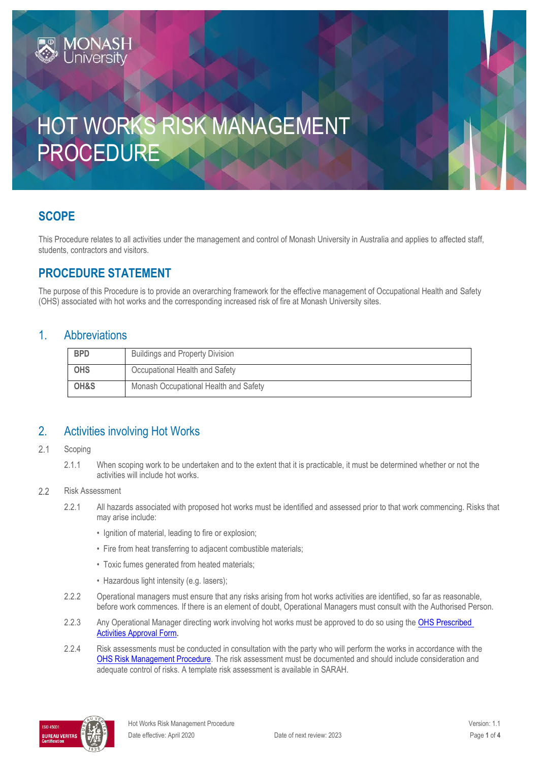# HOT WORKS RISK MANAGEMENT PROCEDURE

## SCOPE

This Procedure relates to all activities under the management and control of Monash University in Australia and applies to affected staff, students, contractors and visitors.

## PROCEDURE STATEMENT

The purpose of this Procedure is to provide an overarching framework for the effective management of Occupational Health and Safety (OHS) associated with hot works and the corresponding increased risk of fire at Monash University sites.

## 1. Abbreviations

| | |
|---|---|
| **BPD** | Buildings and Property Division |
| **OHS** | Occupational Health and Safety |
| **OH&S** | Monash Occupational Health and Safety |

## 2. Activities involving Hot Works

2.1 Scoping

2.1.1 When scoping work to be undertaken and to the extent that it is practicable, it must be determined whether or not the activities will include hot works.

2.2 Risk Assessment

2.2.1 All hazards associated with proposed hot works must be identified and assessed prior to that work commencing. Risks that may arise include:

- Ignition of material, leading to fire or explosion;
- Fire from heat transferring to adjacent combustible materials;
- Toxic fumes generated from heated materials;
- Hazardous light intensity (e.g. lasers);

2.2.2 Operational managers must ensure that any risks arising from hot works activities are identified, so far as reasonable, before work commences. If there is an element of doubt, Operational Managers must consult with the Authorised Person.

2.2.3 Any Operational Manager directing work involving hot works must be approved to do so using the OHS Prescribed Activities Approval Form.

2.2.4 Risk assessments must be conducted in consultation with the party who will perform the works in accordance with the OHS Risk Management Procedure. The risk assessment must be documented and should include consideration and adequate control of risks. A template risk assessment is available in SARAH.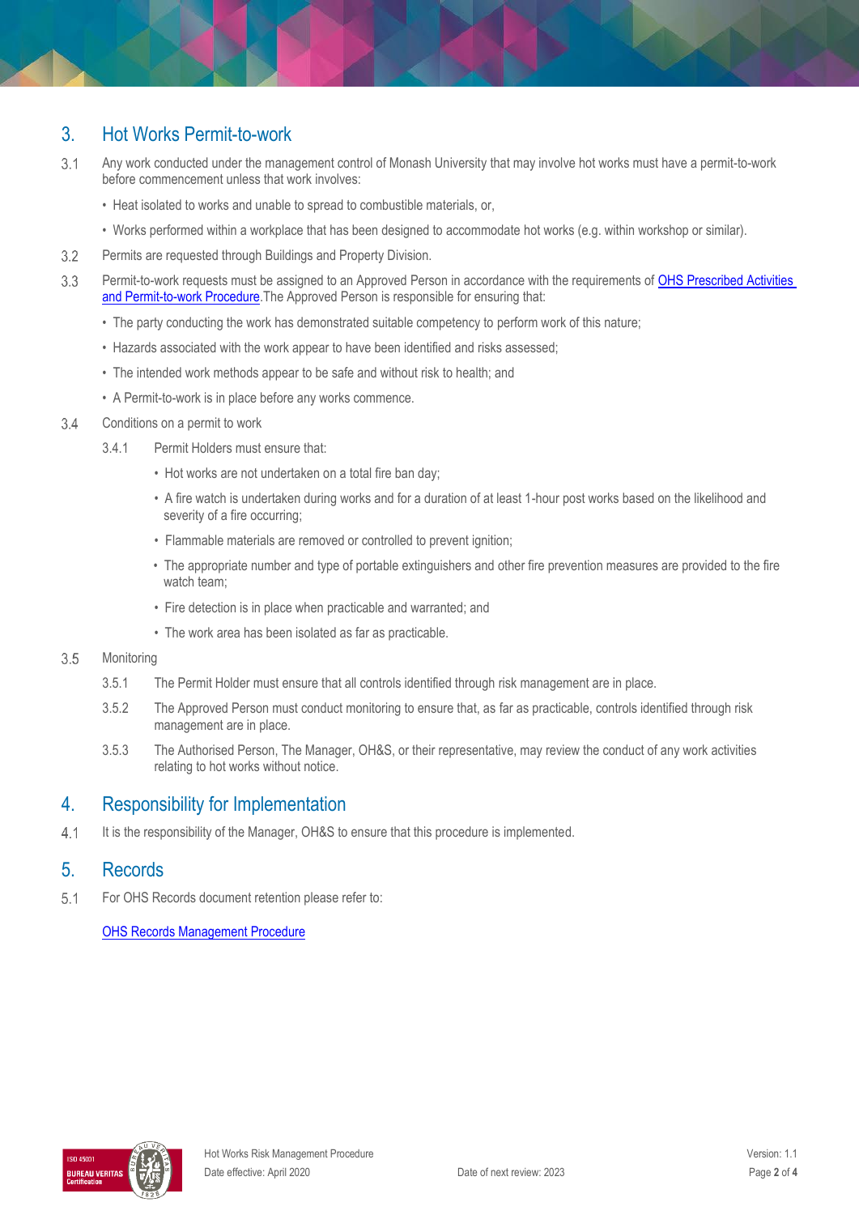## 3. Hot Works Permit-to-work

3.1 Any work conducted under the management control of Monash University that may involve hot works must have a permit-to-work before commencement unless that work involves:

- Heat isolated to works and unable to spread to combustible materials, or,
- Works performed within a workplace that has been designed to accommodate hot works (e.g. within workshop or similar).

3.2 Permits are requested through Buildings and Property Division.

3.3 Permit-to-work requests must be assigned to an Approved Person in accordance with the requirements of [OHS Prescribed Activities and Permit-to-work Procedure](). The Approved Person is responsible for ensuring that:

- The party conducting the work has demonstrated suitable competency to perform work of this nature;
- Hazards associated with the work appear to have been identified and risks assessed;
- The intended work methods appear to be safe and without risk to health; and
- A Permit-to-work is in place before any works commence.

3.4 Conditions on a permit to work

3.4.1 Permit Holders must ensure that:

- Hot works are not undertaken on a total fire ban day;
- A fire watch is undertaken during works and for a duration of at least 1-hour post works based on the likelihood and severity of a fire occurring;
- Flammable materials are removed or controlled to prevent ignition;
- The appropriate number and type of portable extinguishers and other fire prevention measures are provided to the fire watch team;
- Fire detection is in place when practicable and warranted; and
- The work area has been isolated as far as practicable.

3.5 Monitoring

3.5.1 The Permit Holder must ensure that all controls identified through risk management are in place.

3.5.2 The Approved Person must conduct monitoring to ensure that, as far as practicable, controls identified through risk management are in place.

3.5.3 The Authorised Person, The Manager, OH&S, or their representative, may review the conduct of any work activities relating to hot works without notice.

## 4. Responsibility for Implementation

4.1 It is the responsibility of the Manager, OH&S to ensure that this procedure is implemented.

## 5. Records

5.1 For OHS Records document retention please refer to:

[OHS Records Management Procedure]()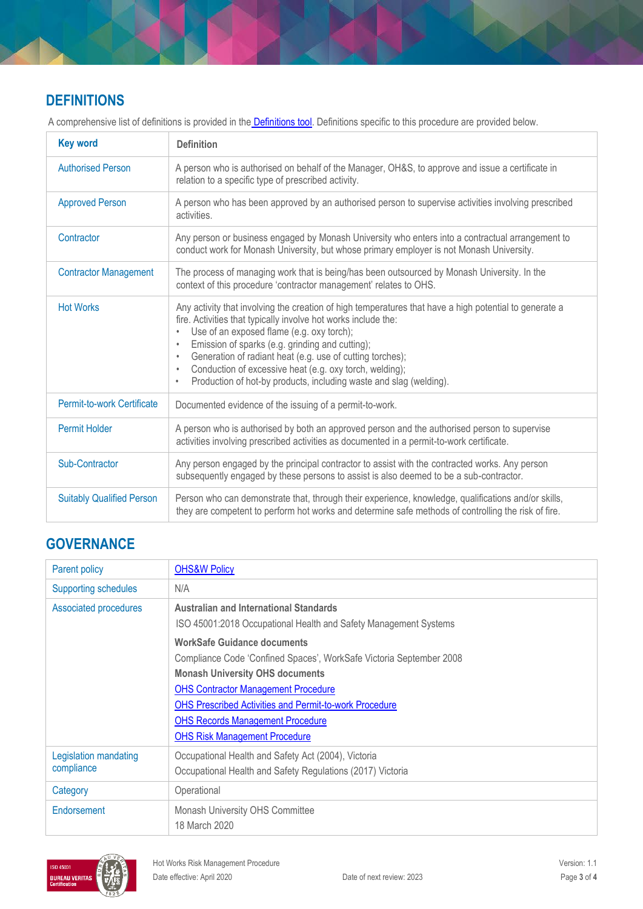## DEFINITIONS

A comprehensive list of definitions is provided in the [Definitions tool](). Definitions specific to this procedure are provided below.

| Key word | Definition |
|---|---|
| Authorised Person | A person who is authorised on behalf of the Manager, OH&S, to approve and issue a certificate in relation to a specific type of prescribed activity. |
| Approved Person | A person who has been approved by an authorised person to supervise activities involving prescribed activities. |
| Contractor | Any person or business engaged by Monash University who enters into a contractual arrangement to conduct work for Monash University, but whose primary employer is not Monash University. |
| Contractor Management | The process of managing work that is being/has been outsourced by Monash University. In the context of this procedure 'contractor management' relates to OHS. |
| Hot Works | Any activity that involving the creation of high temperatures that have a high potential to generate a fire. Activities that typically involve hot works include the:<br>• Use of an exposed flame (e.g. oxy torch);<br>• Emission of sparks (e.g. grinding and cutting);<br>• Generation of radiant heat (e.g. use of cutting torches);<br>• Conduction of excessive heat (e.g. oxy torch, welding);<br>• Production of hot-by products, including waste and slag (welding). |
| Permit-to-work Certificate | Documented evidence of the issuing of a permit-to-work. |
| Permit Holder | A person who is authorised by both an approved person and the authorised person to supervise activities involving prescribed activities as documented in a permit-to-work certificate. |
| Sub-Contractor | Any person engaged by the principal contractor to assist with the contracted works. Any person subsequently engaged by these persons to assist is also deemed to be a sub-contractor. |
| Suitably Qualified Person | Person who can demonstrate that, through their experience, knowledge, qualifications and/or skills, they are competent to perform hot works and determine safe methods of controlling the risk of fire. |

## GOVERNANCE

| | |
|---|---|
| Parent policy | [OHS&W Policy]() |
| Supporting schedules | N/A |
| Associated procedures | **Australian and International Standards**<br>ISO 45001:2018 Occupational Health and Safety Management Systems<br>**WorkSafe Guidance documents**<br>Compliance Code 'Confined Spaces', WorkSafe Victoria September 2008<br>**Monash University OHS documents**<br>[OHS Contractor Management Procedure]()<br>[OHS Prescribed Activities and Permit-to-work Procedure]()<br>[OHS Records Management Procedure]()<br>[OHS Risk Management Procedure]() |
| Legislation mandating compliance | Occupational Health and Safety Act (2004), Victoria<br>Occupational Health and Safety Regulations (2017) Victoria |
| Category | Operational |
| Endorsement | Monash University OHS Committee<br>18 March 2020 |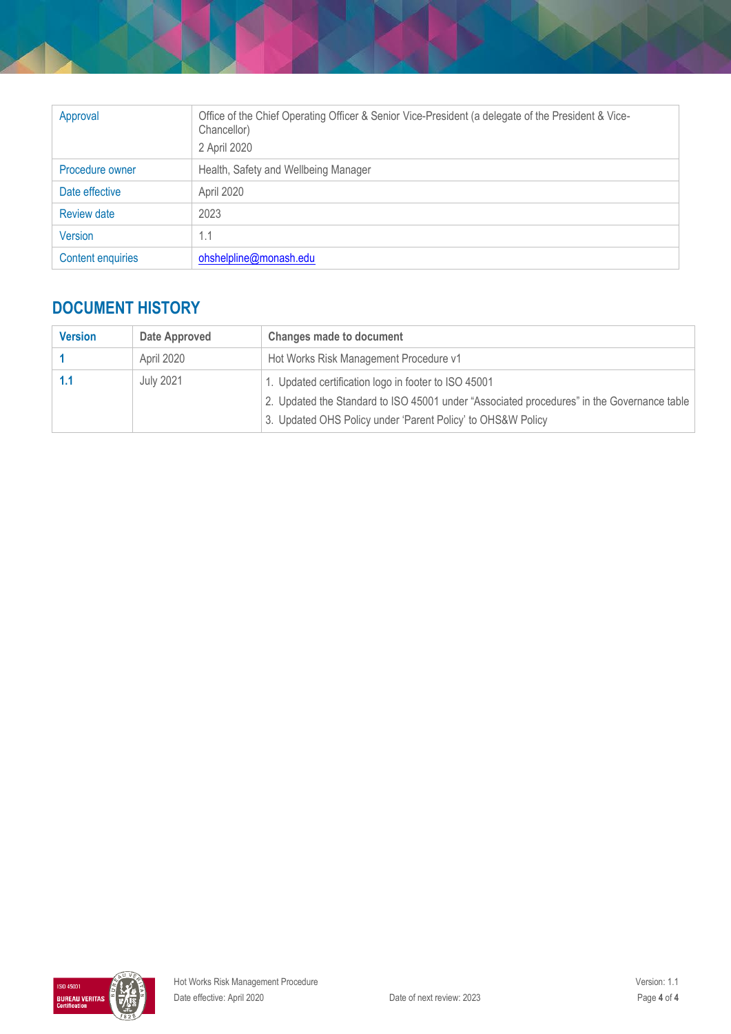| | |
|---|---|
| Approval | Office of the Chief Operating Officer & Senior Vice-President (a delegate of the President & Vice-Chancellor)<br>2 April 2020 |
| Procedure owner | Health, Safety and Wellbeing Manager |
| Date effective | April 2020 |
| Review date | 2023 |
| Version | 1.1 |
| Content enquiries | ohshelpline@monash.edu |

## DOCUMENT HISTORY

| Version | Date Approved | Changes made to document |
|---|---|---|
| 1 | April 2020 | Hot Works Risk Management Procedure v1 |
| 1.1 | July 2021 | 1. Updated certification logo in footer to ISO 45001<br>2. Updated the Standard to ISO 45001 under "Associated procedures" in the Governance table<br>3. Updated OHS Policy under 'Parent Policy' to OHS&W Policy |